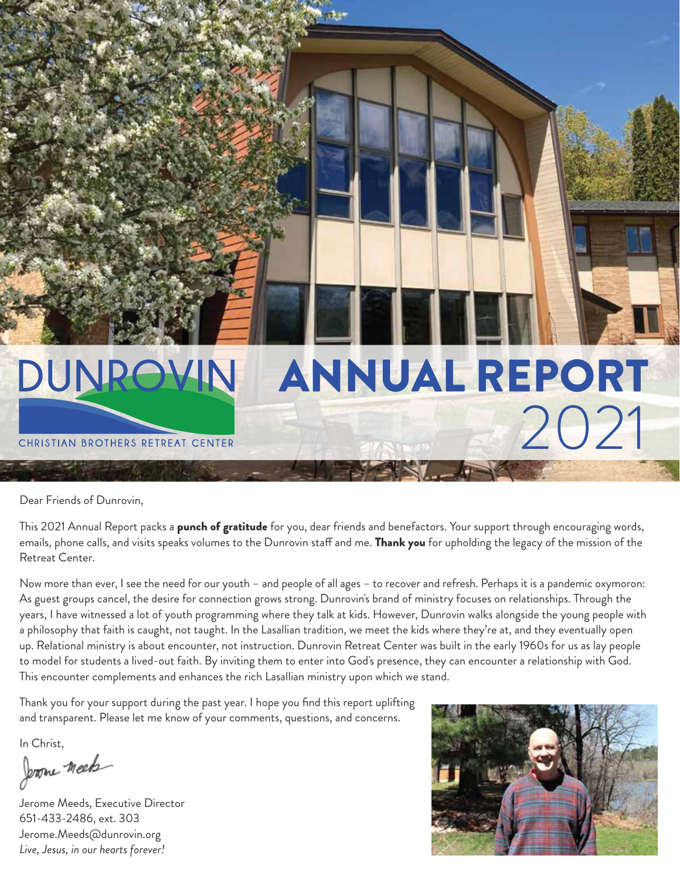# DUNROVIN ANNUAL REPORT 2021

CHRISTIAN BROTHERS RETREAT CENTER

Dear Friends of Dunrovin,

This 2021 Annual Report packs a **punch of gratitude** for you, dear friends and benefactors. Your support through encouraging words, emails, phone calls, and visits speaks volumes to the Dunrovin staff and me. **Thank you** for upholding the legacy of the mission of the Retreat Center.

Now more than ever, I see the need for our youth – and people of all ages – to recover and refresh. Perhaps it is a pandemic oxymoron: As guest groups cancel, the desire for connection grows strong. Dunrovin's brand of ministry focuses on relationships. Through the years, I have witnessed a lot of youth programming where they talk at kids. However, Dunrovin walks alongside the young people with a philosophy that faith is caught, not taught. In the Lasallian tradition, we meet the kids where they're at, and they eventually open up. Relational ministry is about encounter, not instruction. Dunrovin Retreat Center was built in the early 1960s for us as lay people to model for students a lived-out faith. By inviting them to enter into God's presence, they can encounter a relationship with God. This encounter complements and enhances the rich Lasallian ministry upon which we stand.

Thank you for your support during the past year. I hope you find this report uplifting and transparent. Please let me know of your comments, questions, and concerns.

In Christ,

Jerome Meeds

Jerome Meeds, Executive Director
651-433-2486, ext. 303
Jerome.Meeds@dunrovin.org
*Live, Jesus, in our hearts forever!*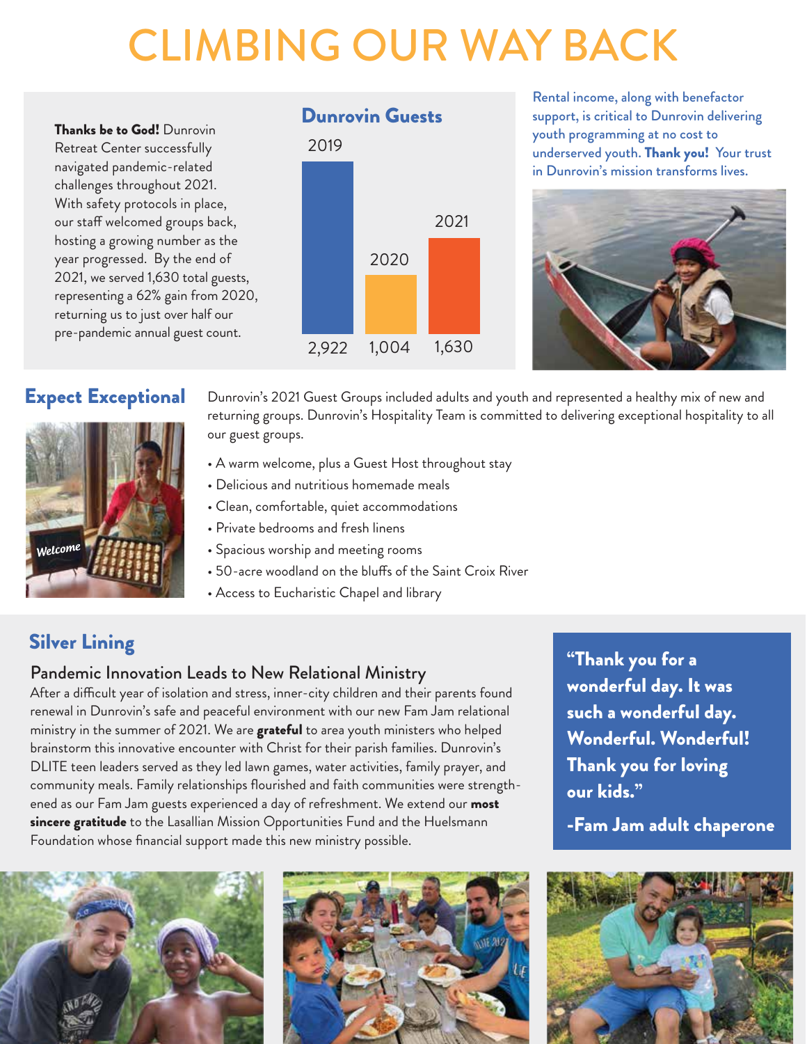# CLIMBING OUR WAY BACK

**Thanks be to God!** Dunrovin Retreat Center successfully navigated pandemic-related challenges throughout 2021. With safety protocols in place, our staff welcomed groups back, hosting a growing number as the year progressed. By the end of 2021, we served 1,630 total guests, representing a 62% gain from 2020, returning us to just over half our pre-pandemic annual guest count.

## Dunrovin Guests

| Year | Guests |
|---|---|
| 2019 | 2,922 |
| 2020 | 1,004 |
| 2021 | 1,630 |

Rental income, along with benefactor support, is critical to Dunrovin delivering youth programming at no cost to underserved youth. **Thank you!** Your trust in Dunrovin's mission transforms lives.

## Expect Exceptional

Dunrovin's 2021 Guest Groups included adults and youth and represented a healthy mix of new and returning groups. Dunrovin's Hospitality Team is committed to delivering exceptional hospitality to all our guest groups.

- A warm welcome, plus a Guest Host throughout stay
- Delicious and nutritious homemade meals
- Clean, comfortable, quiet accommodations
- Private bedrooms and fresh linens
- Spacious worship and meeting rooms
- 50-acre woodland on the bluffs of the Saint Croix River
- Access to Eucharistic Chapel and library

## Silver Lining

### Pandemic Innovation Leads to New Relational Ministry

After a difficult year of isolation and stress, inner-city children and their parents found renewal in Dunrovin's safe and peaceful environment with our new Fam Jam relational ministry in the summer of 2021. We are **grateful** to area youth ministers who helped brainstorm this innovative encounter with Christ for their parish families. Dunrovin's DLITE teen leaders served as they led lawn games, water activities, family prayer, and community meals. Family relationships flourished and faith communities were strengthened as our Fam Jam guests experienced a day of refreshment. We extend our **most sincere gratitude** to the Lasallian Mission Opportunities Fund and the Huelsmann Foundation whose financial support made this new ministry possible.

**"Thank you for a wonderful day. It was such a wonderful day. Wonderful. Wonderful! Thank you for loving our kids."**

**-Fam Jam adult chaperone**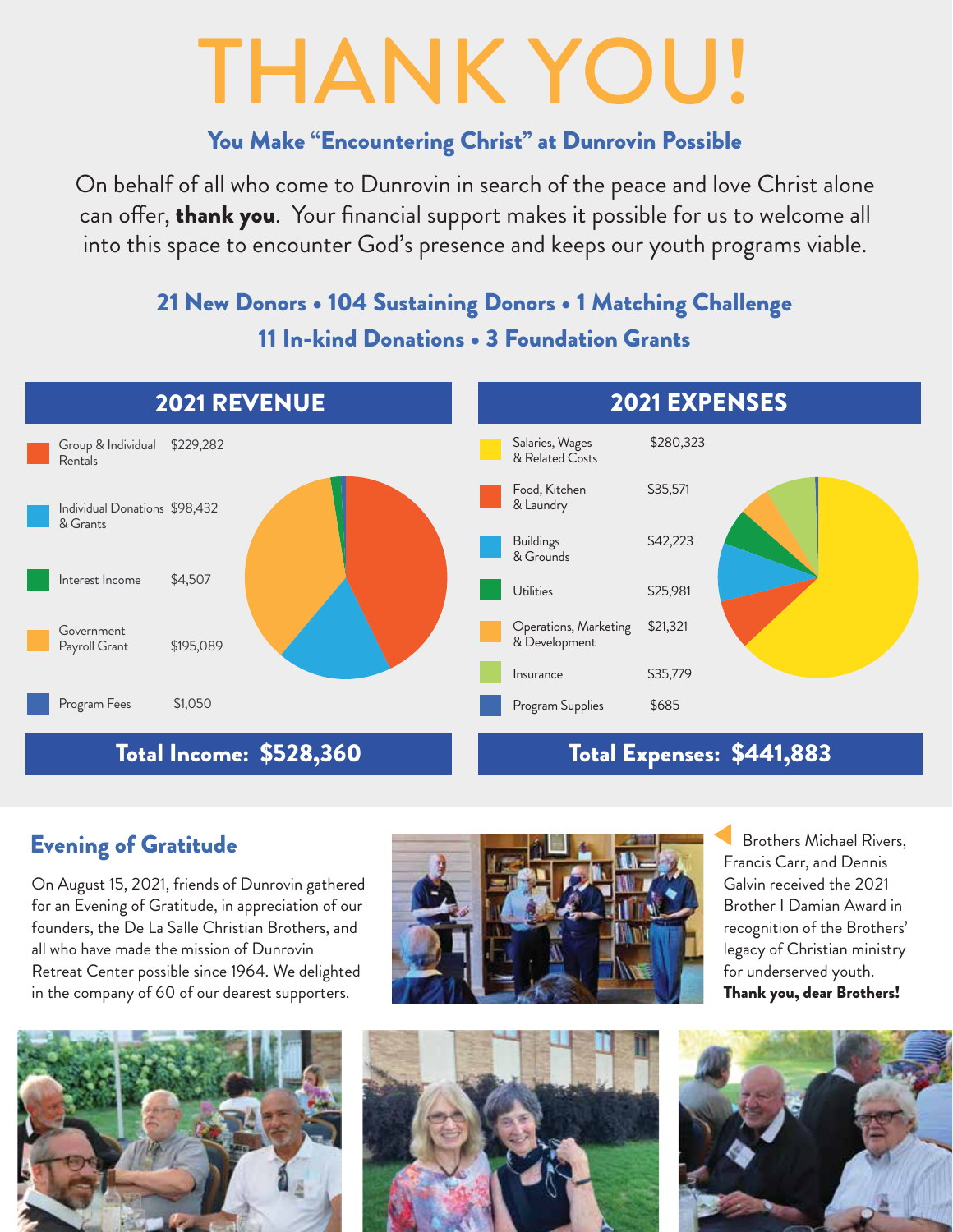# THANK YOU!

### You Make "Encountering Christ" at Dunrovin Possible

On behalf of all who come to Dunrovin in search of the peace and love Christ alone can offer, **thank you**. Your financial support makes it possible for us to welcome all into this space to encounter God's presence and keeps our youth programs viable.

**21 New Donors • 104 Sustaining Donors • 1 Matching Challenge**
**11 In-kind Donations • 3 Foundation Grants**

## 2021 REVENUE

| Source | Amount |
| --- | --- |
| Group & Individual Rentals | $229,282 |
| Individual Donations & Grants | $98,432 |
| Interest Income | $4,507 |
| Government Payroll Grant | $195,089 |
| Program Fees | $1,050 |

**Total Income: $528,360**

## 2021 EXPENSES

| Expense | Amount |
| --- | --- |
| Salaries, Wages & Related Costs | $280,323 |
| Food, Kitchen & Laundry | $35,571 |
| Buildings & Grounds | $42,223 |
| Utilities | $25,981 |
| Operations, Marketing & Development | $21,321 |
| Insurance | $35,779 |
| Program Supplies | $685 |

**Total Expenses: $441,883**

## Evening of Gratitude

On August 15, 2021, friends of Dunrovin gathered for an Evening of Gratitude, in appreciation of our founders, the De La Salle Christian Brothers, and all who have made the mission of Dunrovin Retreat Center possible since 1964. We delighted in the company of 60 of our dearest supporters.

Brothers Michael Rivers, Francis Carr, and Dennis Galvin received the 2021 Brother I Damian Award in recognition of the Brothers' legacy of Christian ministry for underserved youth. **Thank you, dear Brothers!**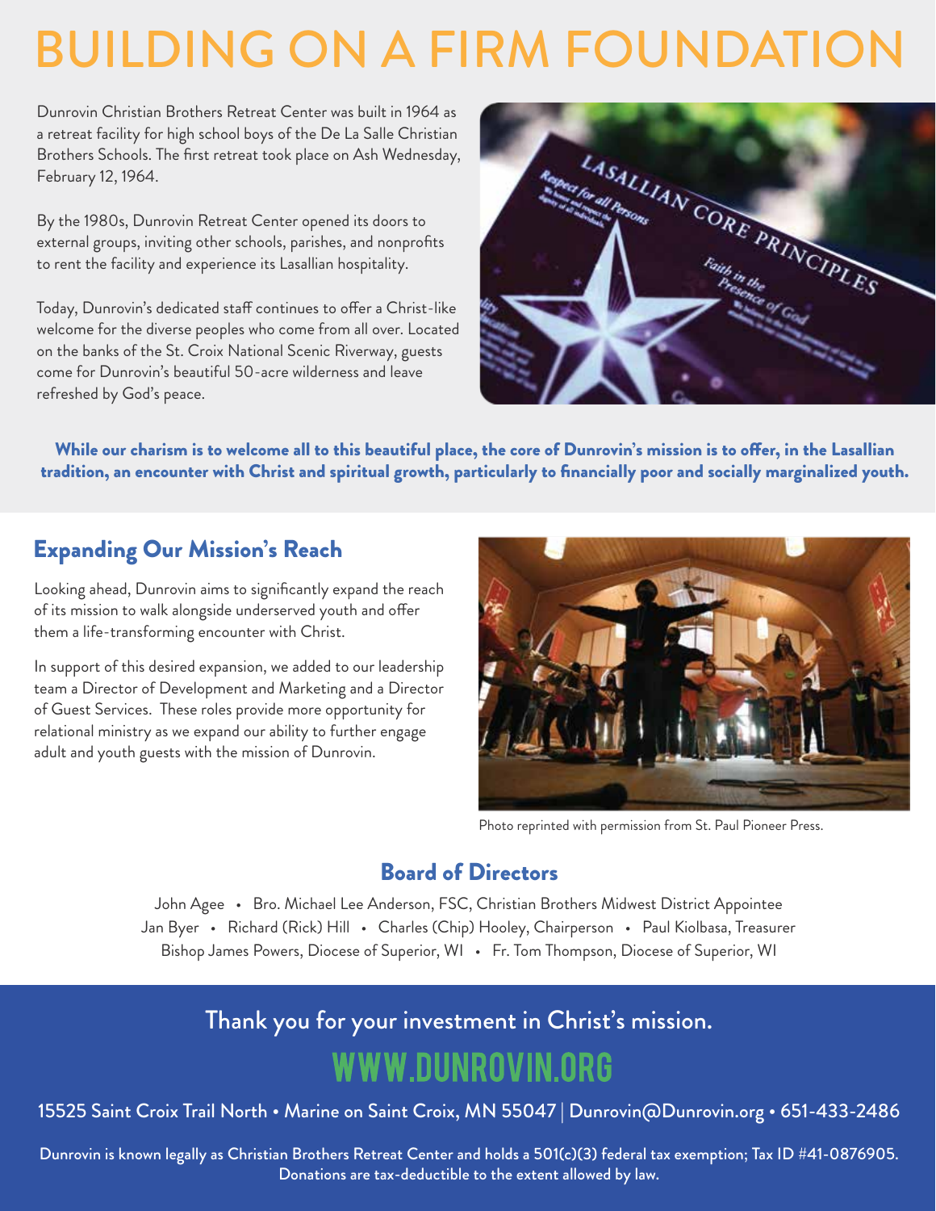# BUILDING ON A FIRM FOUNDATION

Dunrovin Christian Brothers Retreat Center was built in 1964 as a retreat facility for high school boys of the De La Salle Christian Brothers Schools. The first retreat took place on Ash Wednesday, February 12, 1964.

By the 1980s, Dunrovin Retreat Center opened its doors to external groups, inviting other schools, parishes, and nonprofits to rent the facility and experience its Lasallian hospitality.

Today, Dunrovin's dedicated staff continues to offer a Christ-like welcome for the diverse peoples who come from all over. Located on the banks of the St. Croix National Scenic Riverway, guests come for Dunrovin's beautiful 50-acre wilderness and leave refreshed by God's peace.

**While our charism is to welcome all to this beautiful place, the core of Dunrovin's mission is to offer, in the Lasallian tradition, an encounter with Christ and spiritual growth, particularly to financially poor and socially marginalized youth.**

## Expanding Our Mission's Reach

Looking ahead, Dunrovin aims to significantly expand the reach of its mission to walk alongside underserved youth and offer them a life-transforming encounter with Christ.

In support of this desired expansion, we added to our leadership team a Director of Development and Marketing and a Director of Guest Services. These roles provide more opportunity for relational ministry as we expand our ability to further engage adult and youth guests with the mission of Dunrovin.

Photo reprinted with permission from St. Paul Pioneer Press.

## Board of Directors

John Agee • Bro. Michael Lee Anderson, FSC, Christian Brothers Midwest District Appointee
Jan Byer • Richard (Rick) Hill • Charles (Chip) Hooley, Chairperson • Paul Kiolbasa, Treasurer
Bishop James Powers, Diocese of Superior, WI • Fr. Tom Thompson, Diocese of Superior, WI

Thank you for your investment in Christ's mission.

**WWW.DUNROVIN.ORG**

15525 Saint Croix Trail North • Marine on Saint Croix, MN 55047 | Dunrovin@Dunrovin.org • 651-433-2486

Dunrovin is known legally as Christian Brothers Retreat Center and holds a 501(c)(3) federal tax exemption; Tax ID #41-0876905. Donations are tax-deductible to the extent allowed by law.